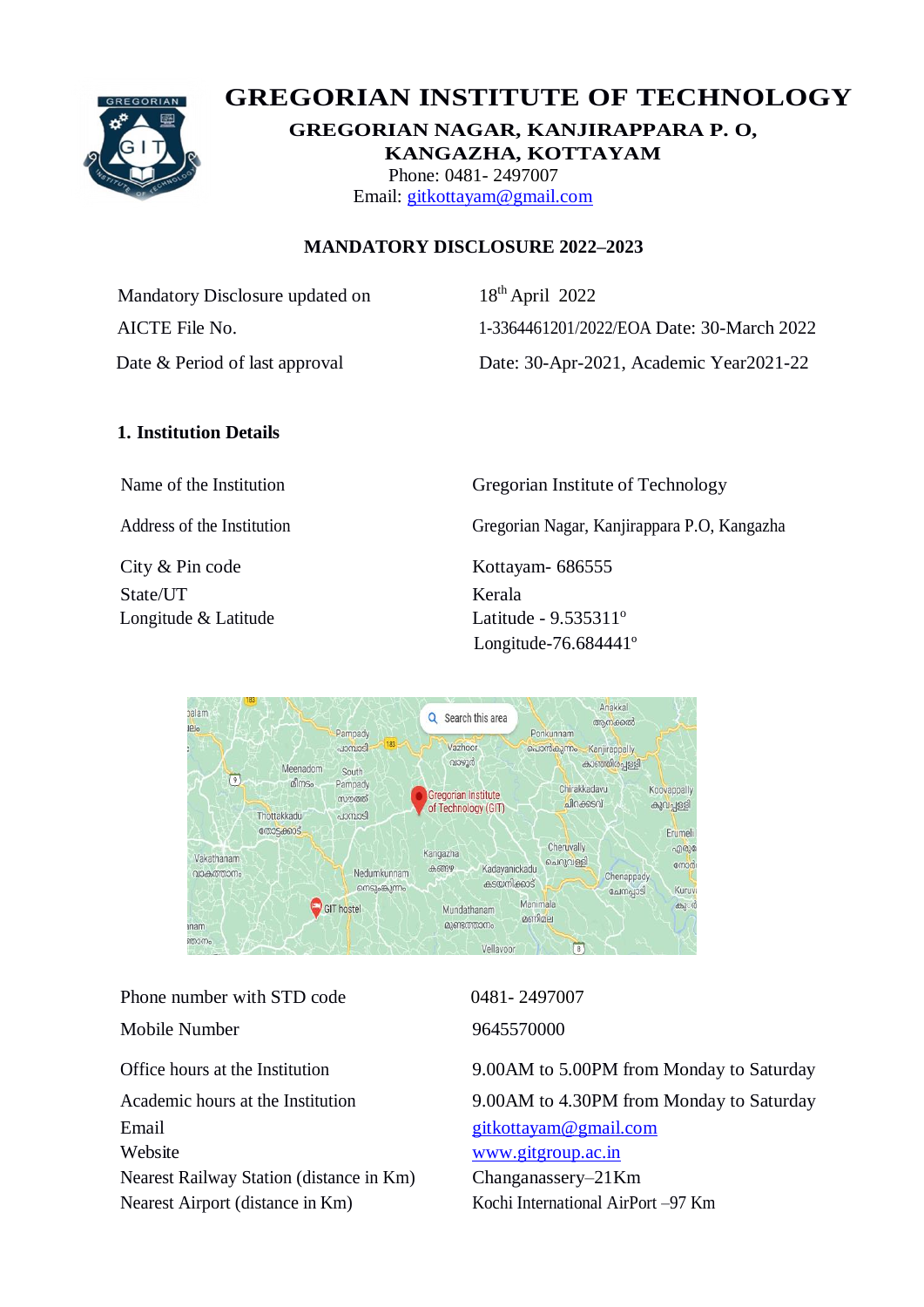# GREGORIAN INSTITUTE OF TECHNOLOGY

**GREGORIAN NAGAR, KANJIRAPPARA P. O, KANGAZHA, KOTTAYAM**

Phone: 0481- 2497007

Email: gitkottayam@gmail.com

## MANDATORY DISCLOSURE 2022–2023

| | |
|---|---|
| Mandatory Disclosure updated on | 18th April 2022 |
| AICTE File No. | 1-3364461201/2022/EOA Date: 30-March 2022 |
| Date & Period of last approval | Date: 30-Apr-2021, Academic Year2021-22 |

### 1. Institution Details

| | |
|---|---|
| Name of the Institution | Gregorian Institute of Technology |
| Address of the Institution | Gregorian Nagar, Kanjirappara P.O, Kangazha |
| City & Pin code | Kottayam- 686555 |
| State/UT | Kerala |
| Longitude & Latitude | Latitude - 9.535311° Longitude-76.684441° |
| Phone number with STD code | 0481- 2497007 |
| Mobile Number | 9645570000 |
| Office hours at the Institution | 9.00AM to 5.00PM from Monday to Saturday |
| Academic hours at the Institution | 9.00AM to 4.30PM from Monday to Saturday |
| Email | gitkottayam@gmail.com |
| Website | www.gitgroup.ac.in |
| Nearest Railway Station (distance in Km) | Changanassery–21Km |
| Nearest Airport (distance in Km) | Kochi International AirPort –97 Km |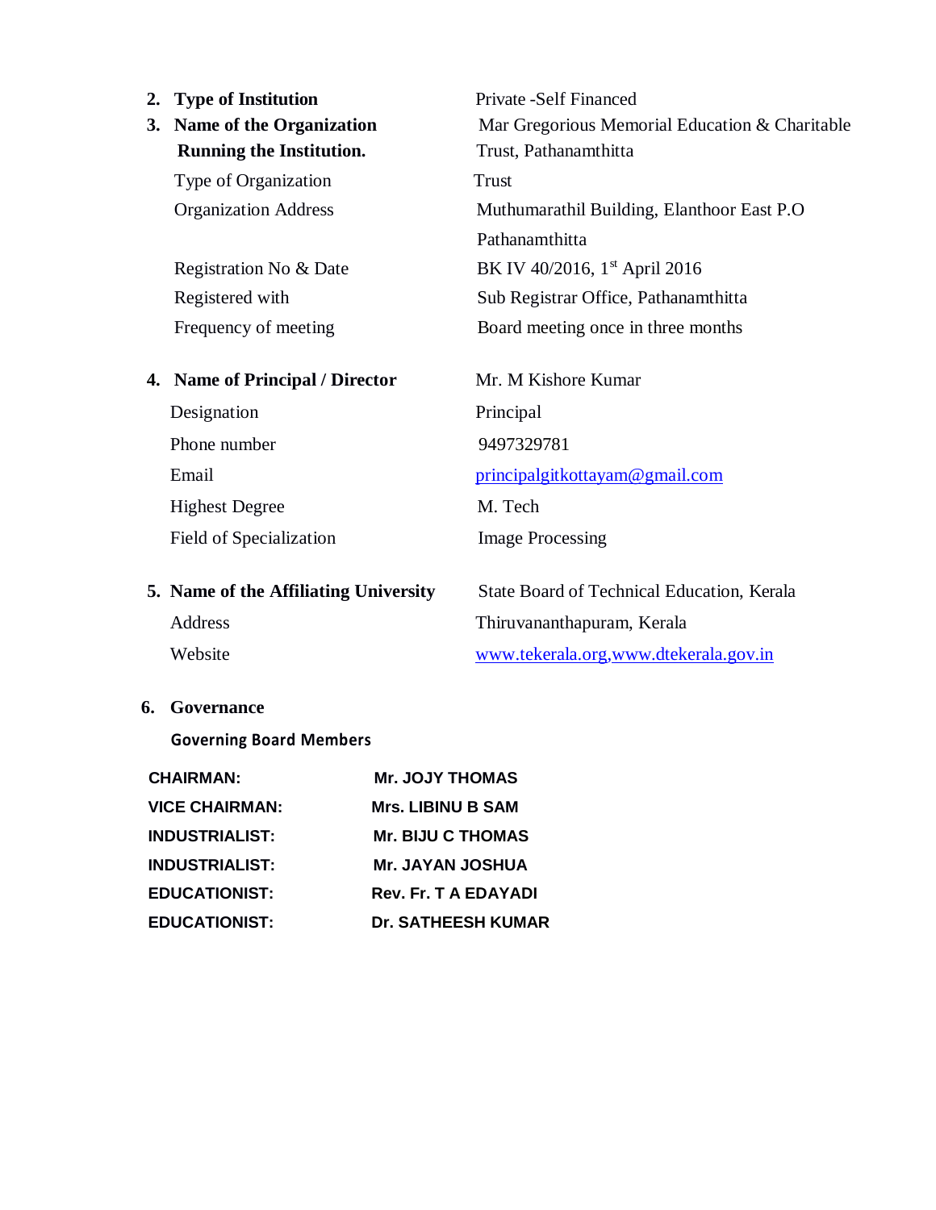2. **Type of Institution** — Private -Self Financed

3. **Name of the Organization Running the Institution.** — Mar Gregorious Memorial Education & Charitable Trust, Pathanamthitta

| | |
|---|---|
| Type of Organization | Trust |
| Organization Address | Muthumarathil Building, Elanthoor East P.O Pathanamthitta |
| Registration No & Date | BK IV 40/2016, 1st April 2016 |
| Registered with | Sub Registrar Office, Pathanamthitta |
| Frequency of meeting | Board meeting once in three months |

4. **Name of Principal / Director** — Mr. M Kishore Kumar

| | |
|---|---|
| Designation | Principal |
| Phone number | 9497329781 |
| Email | principalgitkottayam@gmail.com |
| Highest Degree | M. Tech |
| Field of Specialization | Image Processing |

5. **Name of the Affiliating University** — State Board of Technical Education, Kerala

| | |
|---|---|
| Address | Thiruvananthapuram, Kerala |
| Website | www.tekerala.org,www.dtekerala.gov.in |

6. **Governance**

**Governing Board Members**

| | |
|---|---|
| **CHAIRMAN:** | **Mr. JOJY THOMAS** |
| **VICE CHAIRMAN:** | **Mrs. LIBINU B SAM** |
| **INDUSTRIALIST:** | **Mr. BIJU C THOMAS** |
| **INDUSTRIALIST:** | **Mr. JAYAN JOSHUA** |
| **EDUCATIONIST:** | **Rev. Fr. T A EDAYADI** |
| **EDUCATIONIST:** | **Dr. SATHEESH KUMAR** |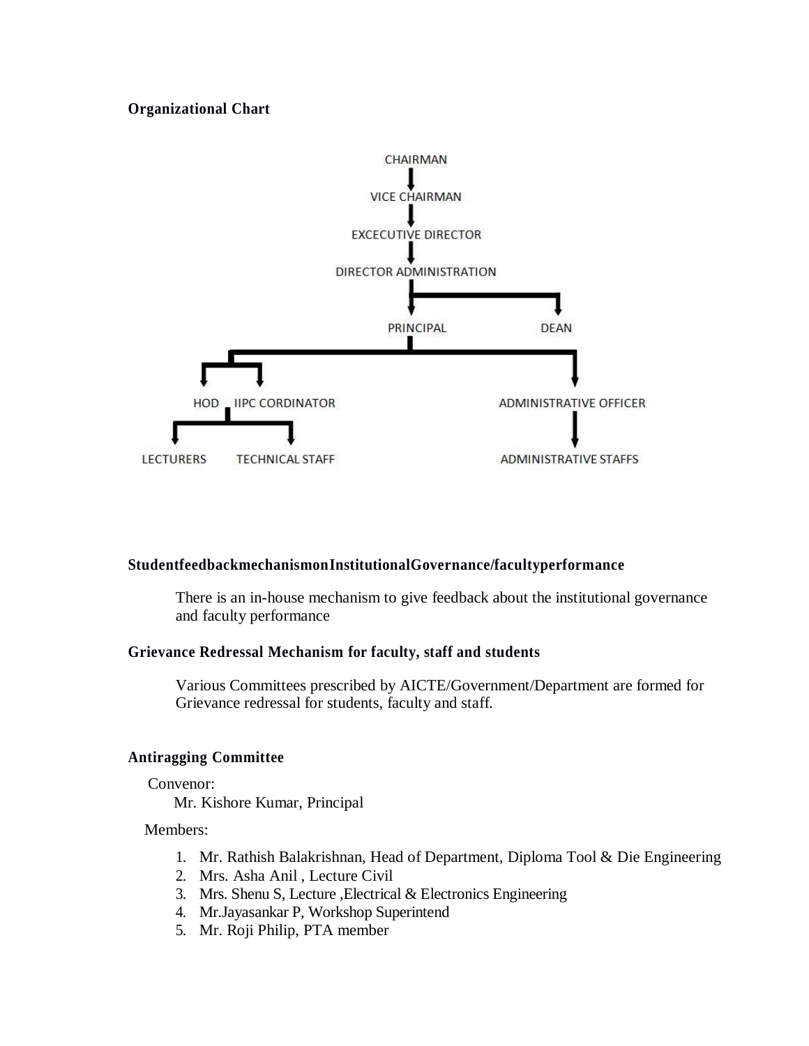**Organizational Chart**

CHAIRMAN
VICE CHAIRMAN
EXCECUTIVE DIRECTOR
DIRECTOR ADMINISTRATION
PRINCIPAL DEAN
HOD IIPC CORDINATOR ADMINISTRATIVE OFFICER
LECTURERS TECHNICAL STAFF ADMINISTRATIVE STAFFS

**StudentfeedbackmechanismonInstitutionalGovernance/facultyperformance**

There is an in-house mechanism to give feedback about the institutional governance and faculty performance

**Grievance Redressal Mechanism for faculty, staff and students**

Various Committees prescribed by AICTE/Government/Department are formed for Grievance redressal for students, faculty and staff.

**Antiragging Committee**

Convenor:

Mr. Kishore Kumar, Principal

Members:

1. Mr. Rathish Balakrishnan, Head of Department, Diploma Tool & Die Engineering
2. Mrs. Asha Anil , Lecture Civil
3. Mrs. Shenu S, Lecture ,Electrical & Electronics Engineering
4. Mr.Jayasankar P, Workshop Superintend
5. Mr. Roji Philip, PTA member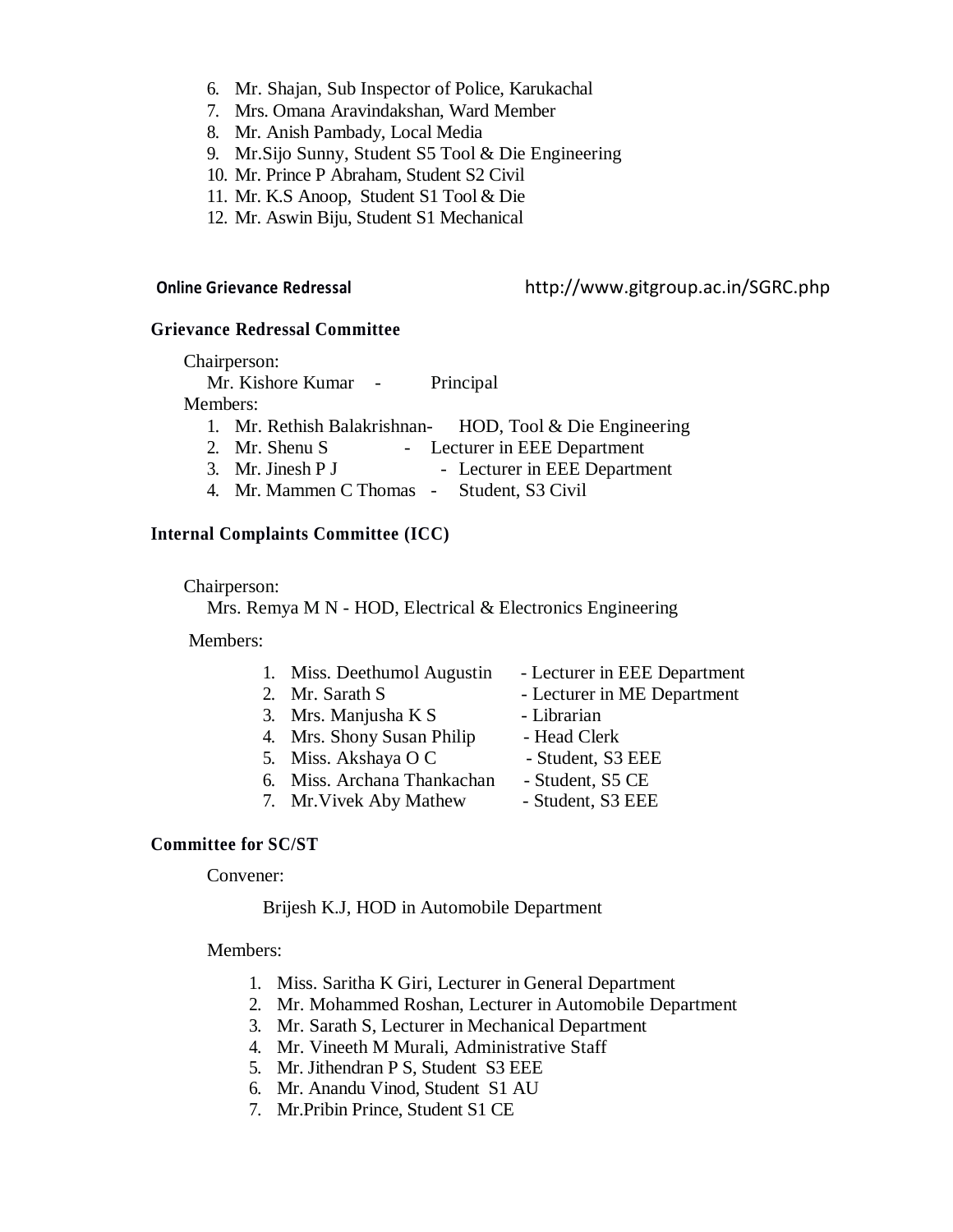6. Mr. Shajan, Sub Inspector of Police, Karukachal
7. Mrs. Omana Aravindakshan, Ward Member
8. Mr. Anish Pambady, Local Media
9. Mr.Sijo Sunny, Student S5 Tool & Die Engineering
10. Mr. Prince P Abraham, Student S2 Civil
11. Mr. K.S Anoop, Student S1 Tool & Die
12. Mr. Aswin Biju, Student S1 Mechanical

**Online Grievance Redressal** http://www.gitgroup.ac.in/SGRC.php

### Grievance Redressal Committee

Chairperson:

Mr. Kishore Kumar - Principal

Members:

1. Mr. Rethish Balakrishnan- HOD, Tool & Die Engineering
2. Mr. Shenu S - Lecturer in EEE Department
3. Mr. Jinesh P J - Lecturer in EEE Department
4. Mr. Mammen C Thomas - Student, S3 Civil

### Internal Complaints Committee (ICC)

Chairperson:

Mrs. Remya M N - HOD, Electrical & Electronics Engineering

Members:

1. Miss. Deethumol Augustin - Lecturer in EEE Department
2. Mr. Sarath S - Lecturer in ME Department
3. Mrs. Manjusha K S - Librarian
4. Mrs. Shony Susan Philip - Head Clerk
5. Miss. Akshaya O C - Student, S3 EEE
6. Miss. Archana Thankachan - Student, S5 CE
7. Mr.Vivek Aby Mathew - Student, S3 EEE

### Committee for SC/ST

Convener:

Brijesh K.J, HOD in Automobile Department

Members:

1. Miss. Saritha K Giri, Lecturer in General Department
2. Mr. Mohammed Roshan, Lecturer in Automobile Department
3. Mr. Sarath S, Lecturer in Mechanical Department
4. Mr. Vineeth M Murali, Administrative Staff
5. Mr. Jithendran P S, Student S3 EEE
6. Mr. Anandu Vinod, Student S1 AU
7. Mr.Pribin Prince, Student S1 CE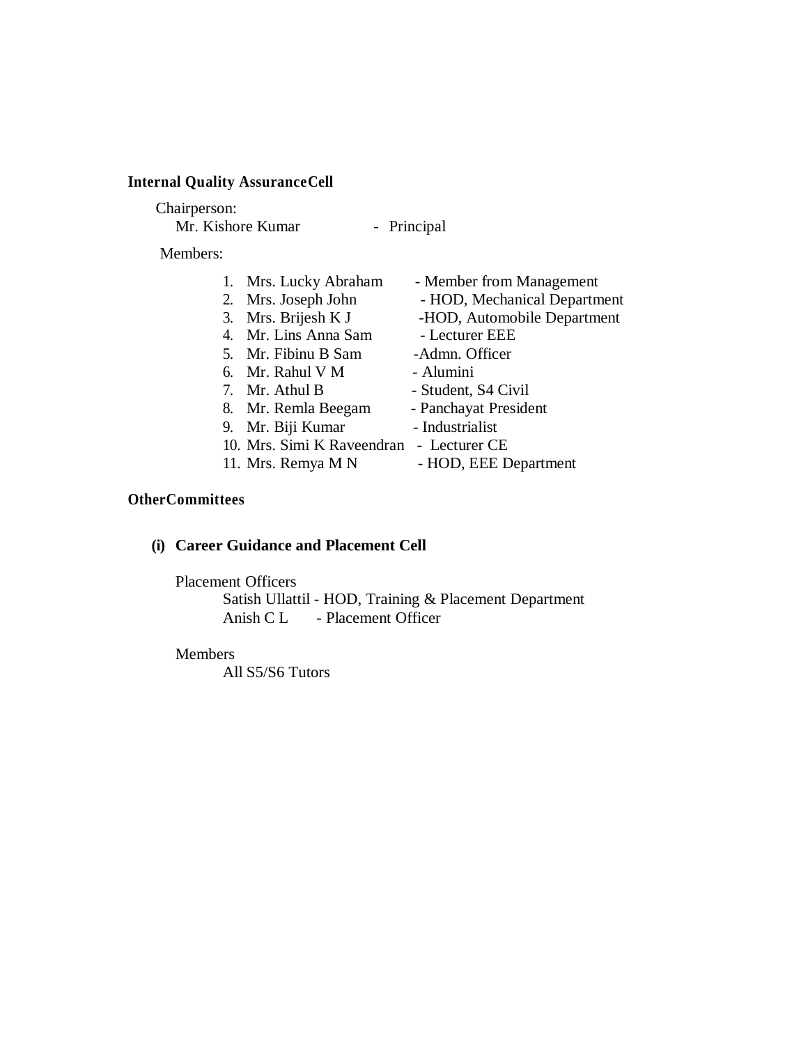**Internal Quality AssuranceCell**

Chairperson:
Mr. Kishore Kumar - Principal

Members:

1. Mrs. Lucky Abraham - Member from Management
2. Mrs. Joseph John - HOD, Mechanical Department
3. Mrs. Brijesh K J -HOD, Automobile Department
4. Mr. Lins Anna Sam - Lecturer EEE
5. Mr. Fibinu B Sam -Admn. Officer
6. Mr. Rahul V M - Alumini
7. Mr. Athul B - Student, S4 Civil
8. Mr. Remla Beegam - Panchayat President
9. Mr. Biji Kumar - Industrialist
10. Mrs. Simi K Raveendran - Lecturer CE
11. Mrs. Remya M N - HOD, EEE Department

**OtherCommittees**

**(i) Career Guidance and Placement Cell**

Placement Officers
Satish Ullattil - HOD, Training & Placement Department
Anish C L - Placement Officer

Members
All S5/S6 Tutors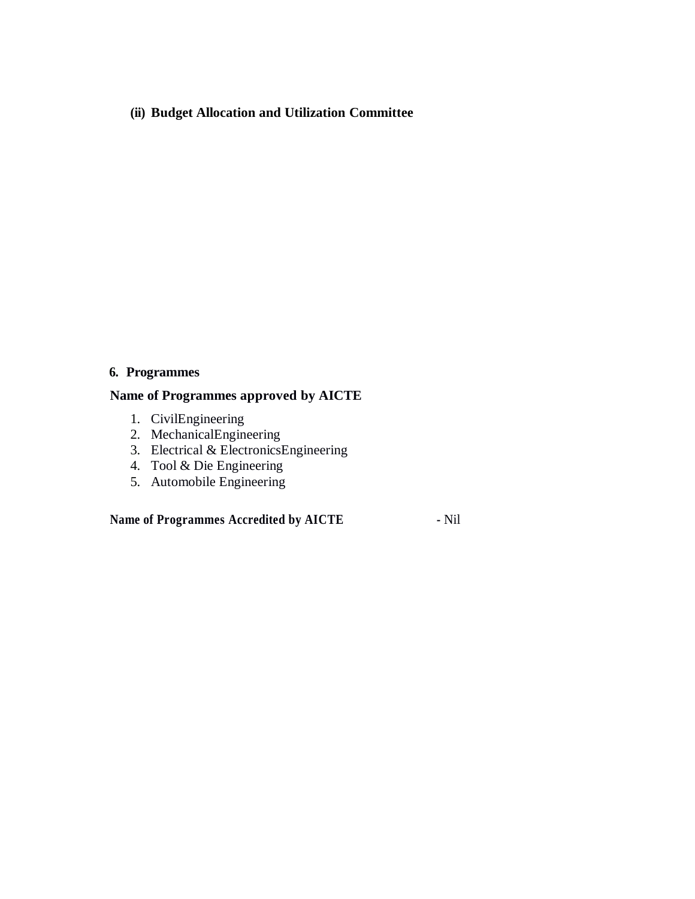**(ii) Budget Allocation and Utilization Committee**

## 6. Programmes

**Name of Programmes approved by AICTE**

1. CivilEngineering
2. MechanicalEngineering
3. Electrical & ElectronicsEngineering
4. Tool & Die Engineering
5. Automobile Engineering

**Name of Programmes Accredited by AICTE** **-** Nil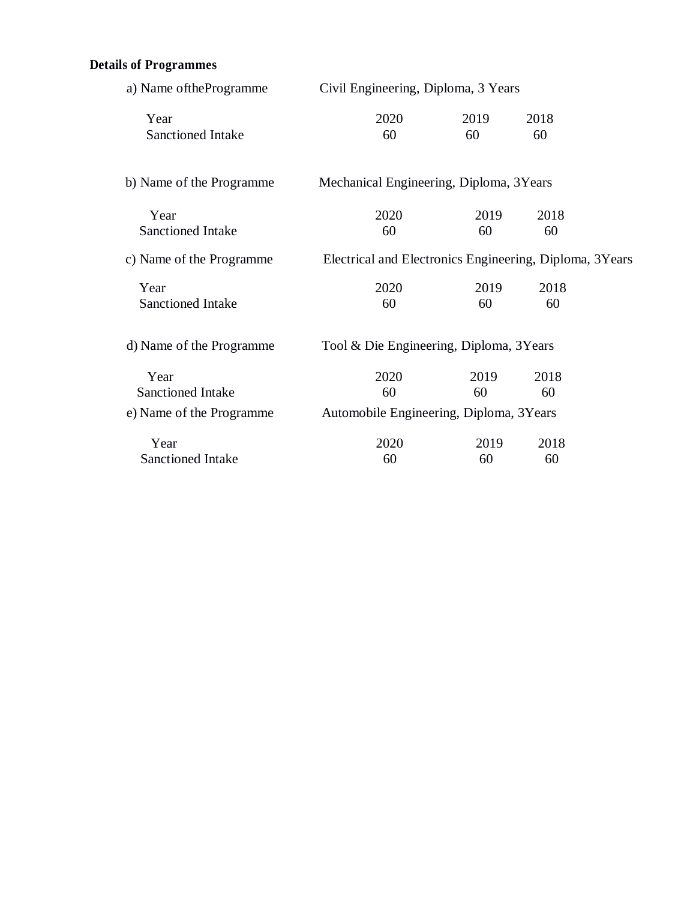**Details of Programmes**

a) Name oftheProgramme Civil Engineering, Diploma, 3 Years

| Year | 2020 | 2019 | 2018 |
|---|---|---|---|
| Sanctioned Intake | 60 | 60 | 60 |

b) Name of the Programme Mechanical Engineering, Diploma, 3Years

| Year | 2020 | 2019 | 2018 |
|---|---|---|---|
| Sanctioned Intake | 60 | 60 | 60 |

c) Name of the Programme Electrical and Electronics Engineering, Diploma, 3Years

| Year | 2020 | 2019 | 2018 |
|---|---|---|---|
| Sanctioned Intake | 60 | 60 | 60 |

d) Name of the Programme Tool & Die Engineering, Diploma, 3Years

| Year | 2020 | 2019 | 2018 |
|---|---|---|---|
| Sanctioned Intake | 60 | 60 | 60 |

e) Name of the Programme Automobile Engineering, Diploma, 3Years

| Year | 2020 | 2019 | 2018 |
|---|---|---|---|
| Sanctioned Intake | 60 | 60 | 60 |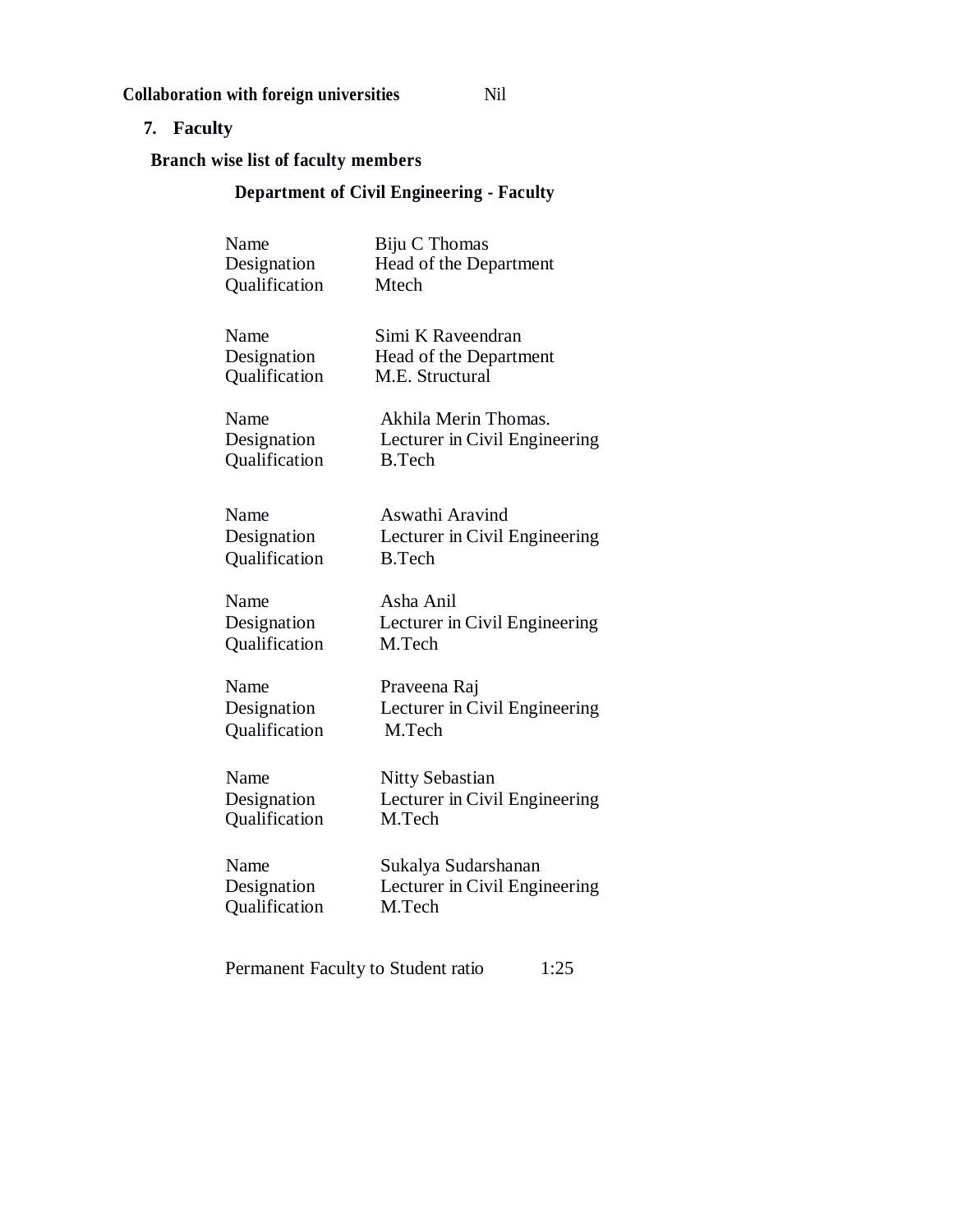**Collaboration with foreign universities** Nil

## 7. Faculty

### Branch wise list of faculty members

### Department of Civil Engineering - Faculty

| | |
|---|---|
| Name | Biju C Thomas |
| Designation | Head of the Department |
| Qualification | Mtech |

| | |
|---|---|
| Name | Simi K Raveendran |
| Designation | Head of the Department |
| Qualification | M.E. Structural |

| | |
|---|---|
| Name | Akhila Merin Thomas. |
| Designation | Lecturer in Civil Engineering |
| Qualification | B.Tech |

| | |
|---|---|
| Name | Aswathi Aravind |
| Designation | Lecturer in Civil Engineering |
| Qualification | B.Tech |

| | |
|---|---|
| Name | Asha Anil |
| Designation | Lecturer in Civil Engineering |
| Qualification | M.Tech |

| | |
|---|---|
| Name | Praveena Raj |
| Designation | Lecturer in Civil Engineering |
| Qualification | M.Tech |

| | |
|---|---|
| Name | Nitty Sebastian |
| Designation | Lecturer in Civil Engineering |
| Qualification | M.Tech |

| | |
|---|---|
| Name | Sukalya Sudarshanan |
| Designation | Lecturer in Civil Engineering |
| Qualification | M.Tech |

Permanent Faculty to Student ratio 1:25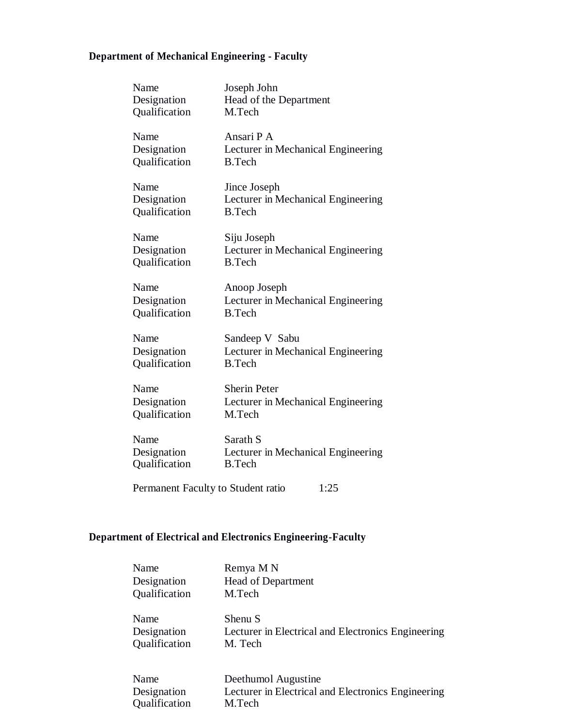**Department of Mechanical Engineering - Faculty**

| | |
|---|---|
| Name | Joseph John |
| Designation | Head of the Department |
| Qualification | M.Tech |

| | |
|---|---|
| Name | Ansari P A |
| Designation | Lecturer in Mechanical Engineering |
| Qualification | B.Tech |

| | |
|---|---|
| Name | Jince Joseph |
| Designation | Lecturer in Mechanical Engineering |
| Qualification | B.Tech |

| | |
|---|---|
| Name | Siju Joseph |
| Designation | Lecturer in Mechanical Engineering |
| Qualification | B.Tech |

| | |
|---|---|
| Name | Anoop Joseph |
| Designation | Lecturer in Mechanical Engineering |
| Qualification | B.Tech |

| | |
|---|---|
| Name | Sandeep V Sabu |
| Designation | Lecturer in Mechanical Engineering |
| Qualification | B.Tech |

| | |
|---|---|
| Name | Sherin Peter |
| Designation | Lecturer in Mechanical Engineering |
| Qualification | M.Tech |

| | |
|---|---|
| Name | Sarath S |
| Designation | Lecturer in Mechanical Engineering |
| Qualification | B.Tech |

Permanent Faculty to Student ratio 1:25

**Department of Electrical and Electronics Engineering-Faculty**

| | |
|---|---|
| Name | Remya M N |
| Designation | Head of Department |
| Qualification | M.Tech |

| | |
|---|---|
| Name | Shenu S |
| Designation | Lecturer in Electrical and Electronics Engineering |
| Qualification | M. Tech |

| | |
|---|---|
| Name | Deethumol Augustine |
| Designation | Lecturer in Electrical and Electronics Engineering |
| Qualification | M.Tech |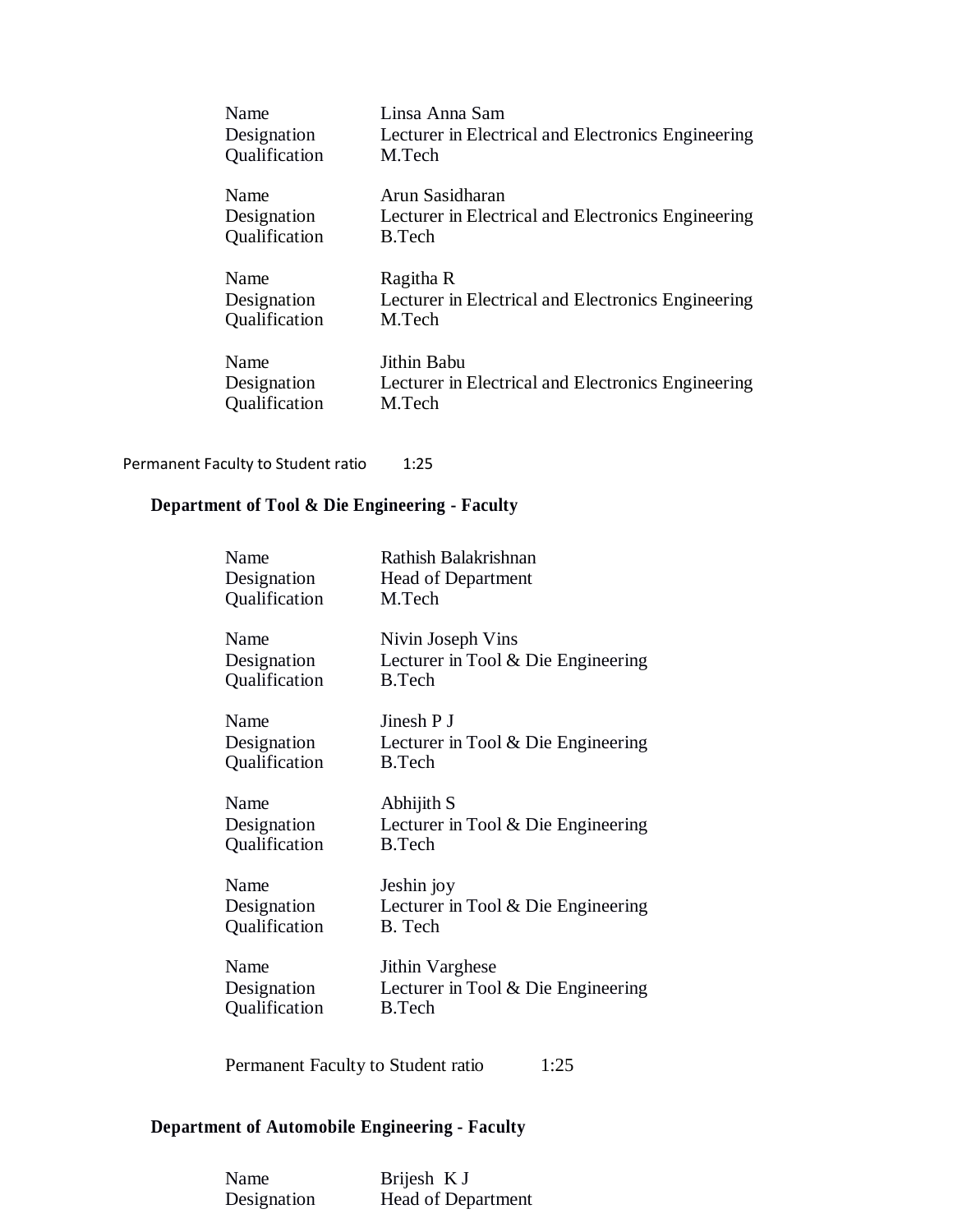| | |
|---|---|
| Name | Linsa Anna Sam |
| Designation | Lecturer in Electrical and Electronics Engineering |
| Qualification | M.Tech |

| | |
|---|---|
| Name | Arun Sasidharan |
| Designation | Lecturer in Electrical and Electronics Engineering |
| Qualification | B.Tech |

| | |
|---|---|
| Name | Ragitha R |
| Designation | Lecturer in Electrical and Electronics Engineering |
| Qualification | M.Tech |

| | |
|---|---|
| Name | Jithin Babu |
| Designation | Lecturer in Electrical and Electronics Engineering |
| Qualification | M.Tech |

Permanent Faculty to Student ratio 1:25

## Department of Tool & Die Engineering - Faculty

| | |
|---|---|
| Name | Rathish Balakrishnan |
| Designation | Head of Department |
| Qualification | M.Tech |

| | |
|---|---|
| Name | Nivin Joseph Vins |
| Designation | Lecturer in Tool & Die Engineering |
| Qualification | B.Tech |

| | |
|---|---|
| Name | Jinesh P J |
| Designation | Lecturer in Tool & Die Engineering |
| Qualification | B.Tech |

| | |
|---|---|
| Name | Abhijith S |
| Designation | Lecturer in Tool & Die Engineering |
| Qualification | B.Tech |

| | |
|---|---|
| Name | Jeshin joy |
| Designation | Lecturer in Tool & Die Engineering |
| Qualification | B. Tech |

| | |
|---|---|
| Name | Jithin Varghese |
| Designation | Lecturer in Tool & Die Engineering |
| Qualification | B.Tech |

Permanent Faculty to Student ratio 1:25

## Department of Automobile Engineering - Faculty

| | |
|---|---|
| Name | Brijesh K J |
| Designation | Head of Department |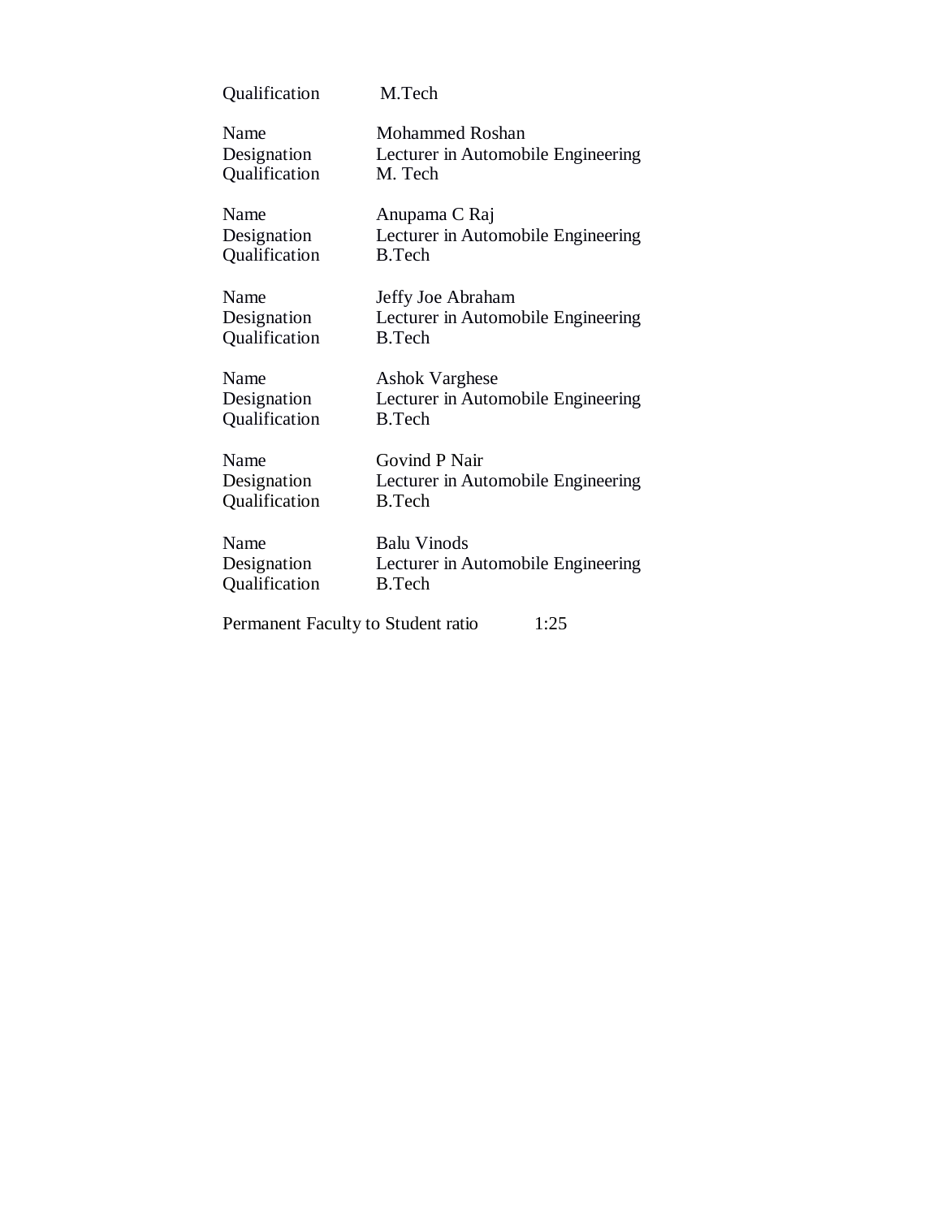| | |
|---|---|
| Qualification | M.Tech |

| | |
|---|---|
| Name | Mohammed Roshan |
| Designation | Lecturer in Automobile Engineering |
| Qualification | M. Tech |

| | |
|---|---|
| Name | Anupama C Raj |
| Designation | Lecturer in Automobile Engineering |
| Qualification | B.Tech |

| | |
|---|---|
| Name | Jeffy Joe Abraham |
| Designation | Lecturer in Automobile Engineering |
| Qualification | B.Tech |

| | |
|---|---|
| Name | Ashok Varghese |
| Designation | Lecturer in Automobile Engineering |
| Qualification | B.Tech |

| | |
|---|---|
| Name | Govind P Nair |
| Designation | Lecturer in Automobile Engineering |
| Qualification | B.Tech |

| | |
|---|---|
| Name | Balu Vinods |
| Designation | Lecturer in Automobile Engineering |
| Qualification | B.Tech |

Permanent Faculty to Student ratio 1:25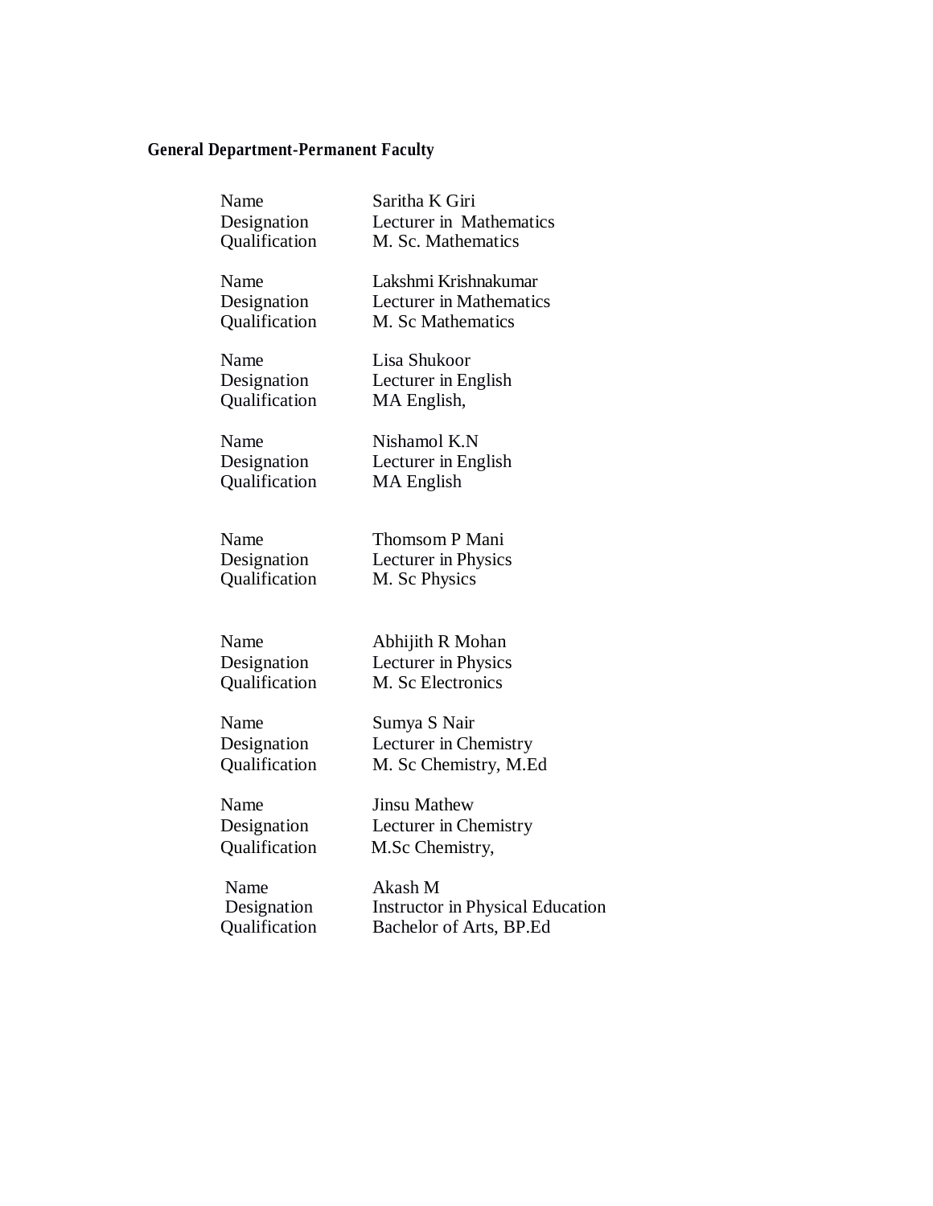**General Department-Permanent Faculty**

| | |
|---|---|
| Name | Saritha K Giri |
| Designation | Lecturer in Mathematics |
| Qualification | M. Sc. Mathematics |
| | |
| Name | Lakshmi Krishnakumar |
| Designation | Lecturer in Mathematics |
| Qualification | M. Sc Mathematics |
| | |
| Name | Lisa Shukoor |
| Designation | Lecturer in English |
| Qualification | MA English, |
| | |
| Name | Nishamol K.N |
| Designation | Lecturer in English |
| Qualification | MA English |
| | |
| Name | Thomsom P Mani |
| Designation | Lecturer in Physics |
| Qualification | M. Sc Physics |
| | |
| Name | Abhijith R Mohan |
| Designation | Lecturer in Physics |
| Qualification | M. Sc Electronics |
| | |
| Name | Sumya S Nair |
| Designation | Lecturer in Chemistry |
| Qualification | M. Sc Chemistry, M.Ed |
| | |
| Name | Jinsu Mathew |
| Designation | Lecturer in Chemistry |
| Qualification | M.Sc Chemistry, |
| | |
| Name | Akash M |
| Designation | Instructor in Physical Education |
| Qualification | Bachelor of Arts, BP.Ed |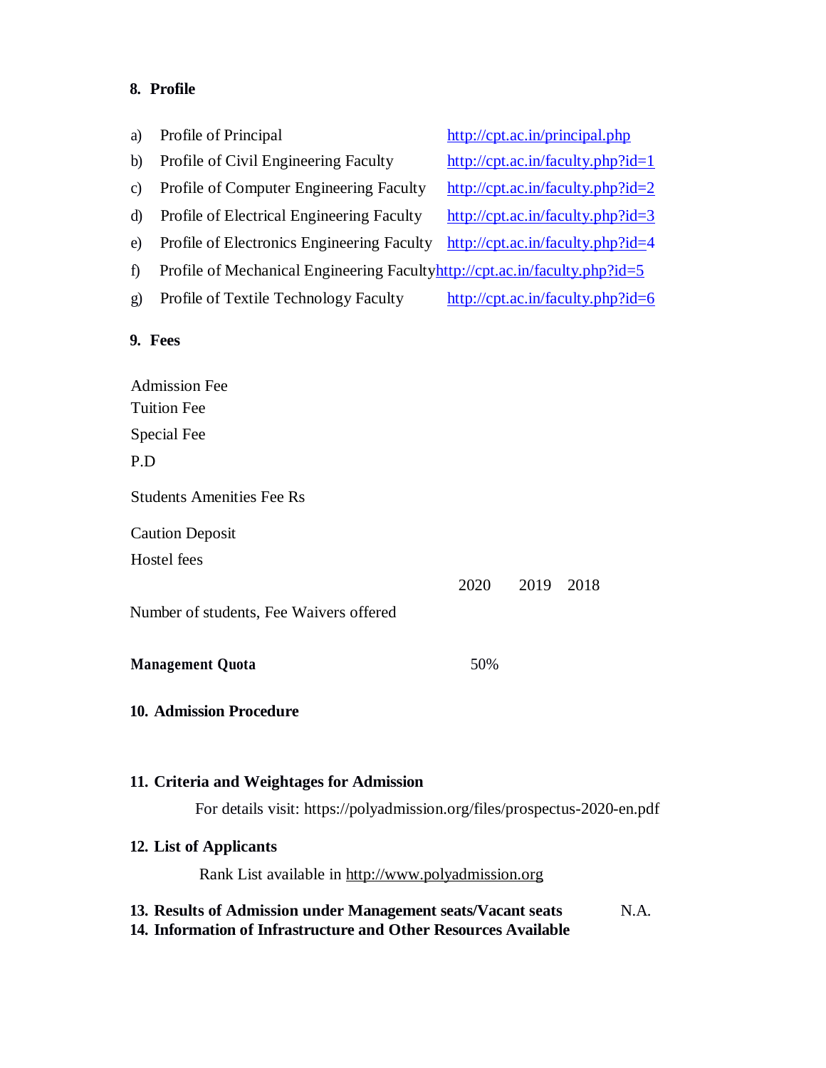## 8. Profile

a) Profile of Principal http://cpt.ac.in/principal.php

b) Profile of Civil Engineering Faculty http://cpt.ac.in/faculty.php?id=1

c) Profile of Computer Engineering Faculty http://cpt.ac.in/faculty.php?id=2

d) Profile of Electrical Engineering Faculty http://cpt.ac.in/faculty.php?id=3

e) Profile of Electronics Engineering Faculty http://cpt.ac.in/faculty.php?id=4

f) Profile of Mechanical Engineering Faculty http://cpt.ac.in/faculty.php?id=5

g) Profile of Textile Technology Faculty http://cpt.ac.in/faculty.php?id=6

## 9. Fees

Admission Fee

Tuition Fee

Special Fee

P.D

Students Amenities Fee Rs

Caution Deposit

Hostel fees

| | 2020 | 2019 | 2018 |
|---|---|---|---|
| Number of students, Fee Waivers offered | | | |

**Management Quota** 50%

## 10. Admission Procedure

## 11. Criteria and Weightages for Admission

For details visit: https://polyadmission.org/files/prospectus-2020-en.pdf

## 12. List of Applicants

Rank List available in http://www.polyadmission.org

## 13. Results of Admission under Management seats/Vacant seats N.A.

## 14. Information of Infrastructure and Other Resources Available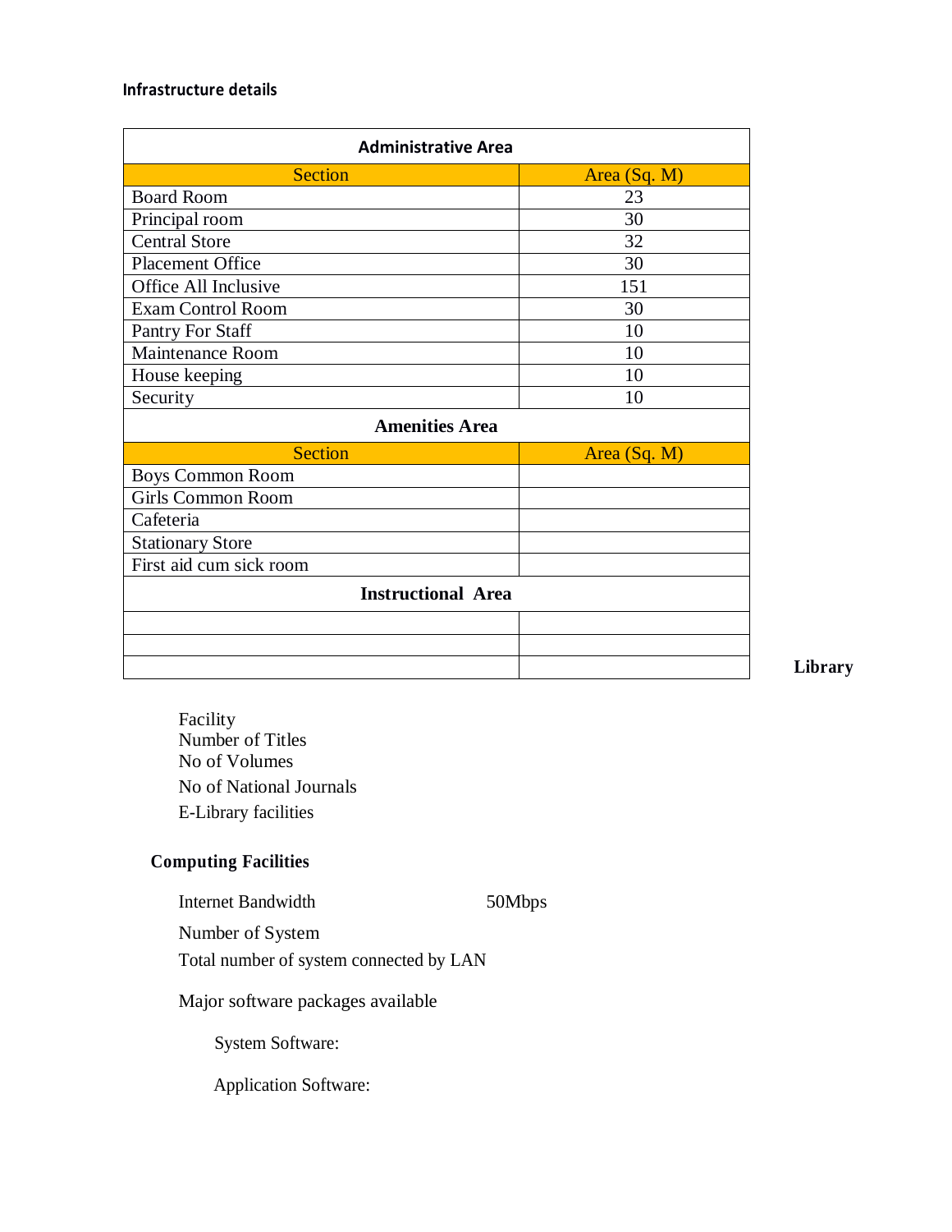**Infrastructure details**

| Administrative Area | |
|---|---|
| Section | Area (Sq. M) |
| Board Room | 23 |
| Principal room | 30 |
| Central Store | 32 |
| Placement Office | 30 |
| Office All Inclusive | 151 |
| Exam Control Room | 30 |
| Pantry For Staff | 10 |
| Maintenance Room | 10 |
| House keeping | 10 |
| Security | 10 |
| **Amenities Area** | |
| Section | Area (Sq. M) |
| Boys Common Room | |
| Girls Common Room | |
| Cafeteria | |
| Stationary Store | |
| First aid cum sick room | |
| **Instructional Area** | |
| | |
| | |
| | |

**Library**

Facility
Number of Titles
No of Volumes
No of National Journals
E-Library facilities

**Computing Facilities**

Internet Bandwidth 50Mbps

Number of System

Total number of system connected by LAN

Major software packages available

System Software:

Application Software: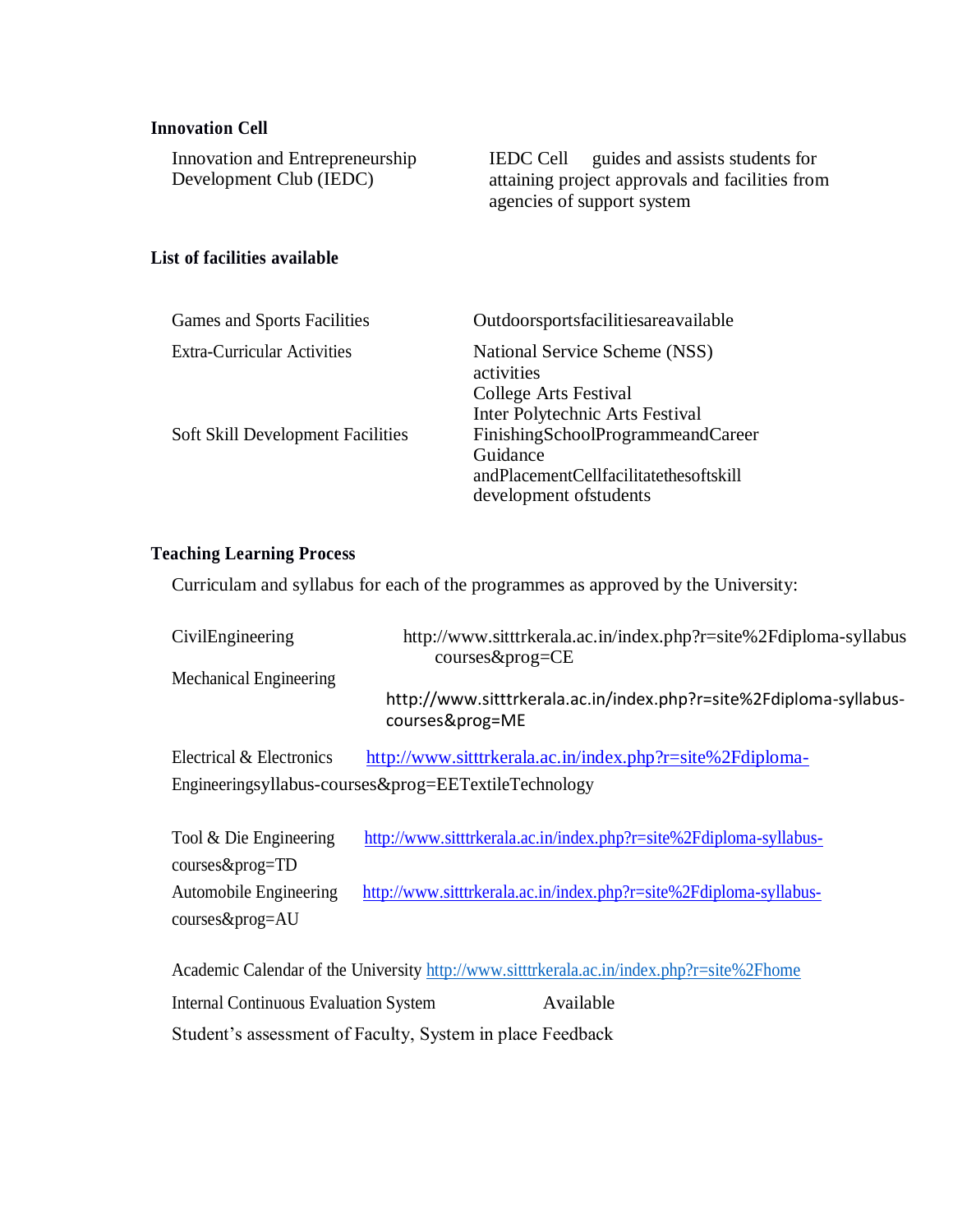**Innovation Cell**

| | |
|---|---|
| Innovation and Entrepreneurship Development Club (IEDC) | IEDC Cell guides and assists students for attaining project approvals and facilities from agencies of support system |

**List of facilities available**

| | |
|---|---|
| Games and Sports Facilities | Outdoorsportsfacilitiesareavailable |
| Extra-Curricular Activities | National Service Scheme (NSS) activities<br>College Arts Festival<br>Inter Polytechnic Arts Festival |
| Soft Skill Development Facilities | FinishingSchoolProgrammeandCareer Guidance andPlacementCellfacilitatethesoftskill development ofstudents |

**Teaching Learning Process**

Curriculam and syllabus for each of the programmes as approved by the University:

| | |
|---|---|
| CivilEngineering | http://www.sitttrkerala.ac.in/index.php?r=site%2Fdiploma-syllabus courses&prog=CE |
| Mechanical Engineering | http://www.sitttrkerala.ac.in/index.php?r=site%2Fdiploma-syllabus-courses&prog=ME |

Electrical & Electronics http://www.sitttrkerala.ac.in/index.php?r=site%2Fdiploma-Engineeringsyllabus-courses&prog=EETextileTechnology

Tool & Die Engineering http://www.sitttrkerala.ac.in/index.php?r=site%2Fdiploma-syllabus-courses&prog=TD

Automobile Engineering http://www.sitttrkerala.ac.in/index.php?r=site%2Fdiploma-syllabus-courses&prog=AU

Academic Calendar of the University http://www.sitttrkerala.ac.in/index.php?r=site%2Fhome

Internal Continuous Evaluation System Available

Student's assessment of Faculty, System in place Feedback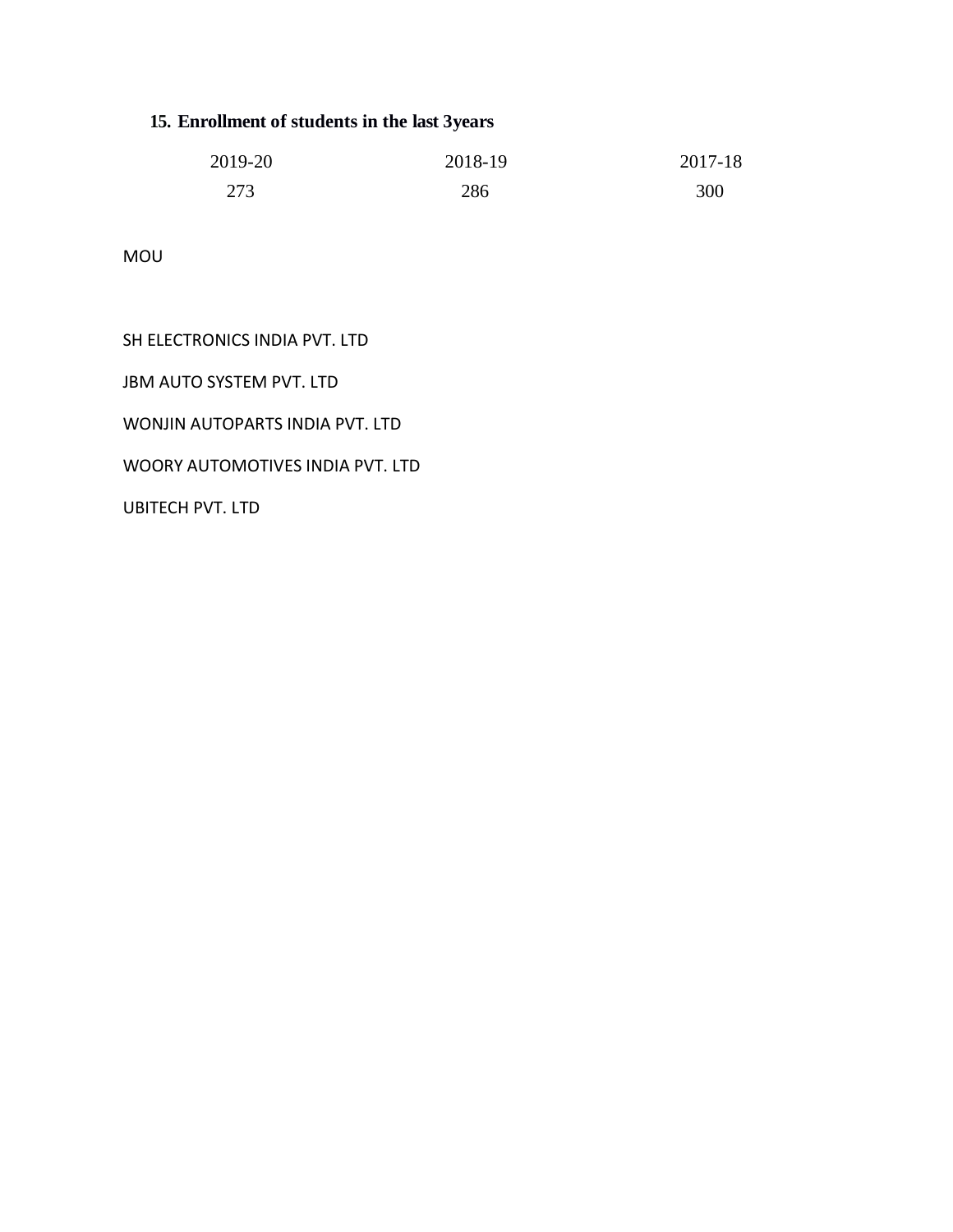## 15. Enrollment of students in the last 3years

| 2019-20 | 2018-19 | 2017-18 |
|---|---|---|
| 273 | 286 | 300 |

MOU

SH ELECTRONICS INDIA PVT. LTD

JBM AUTO SYSTEM PVT. LTD

WONJIN AUTOPARTS INDIA PVT. LTD

WOORY AUTOMOTIVES INDIA PVT. LTD

UBITECH PVT. LTD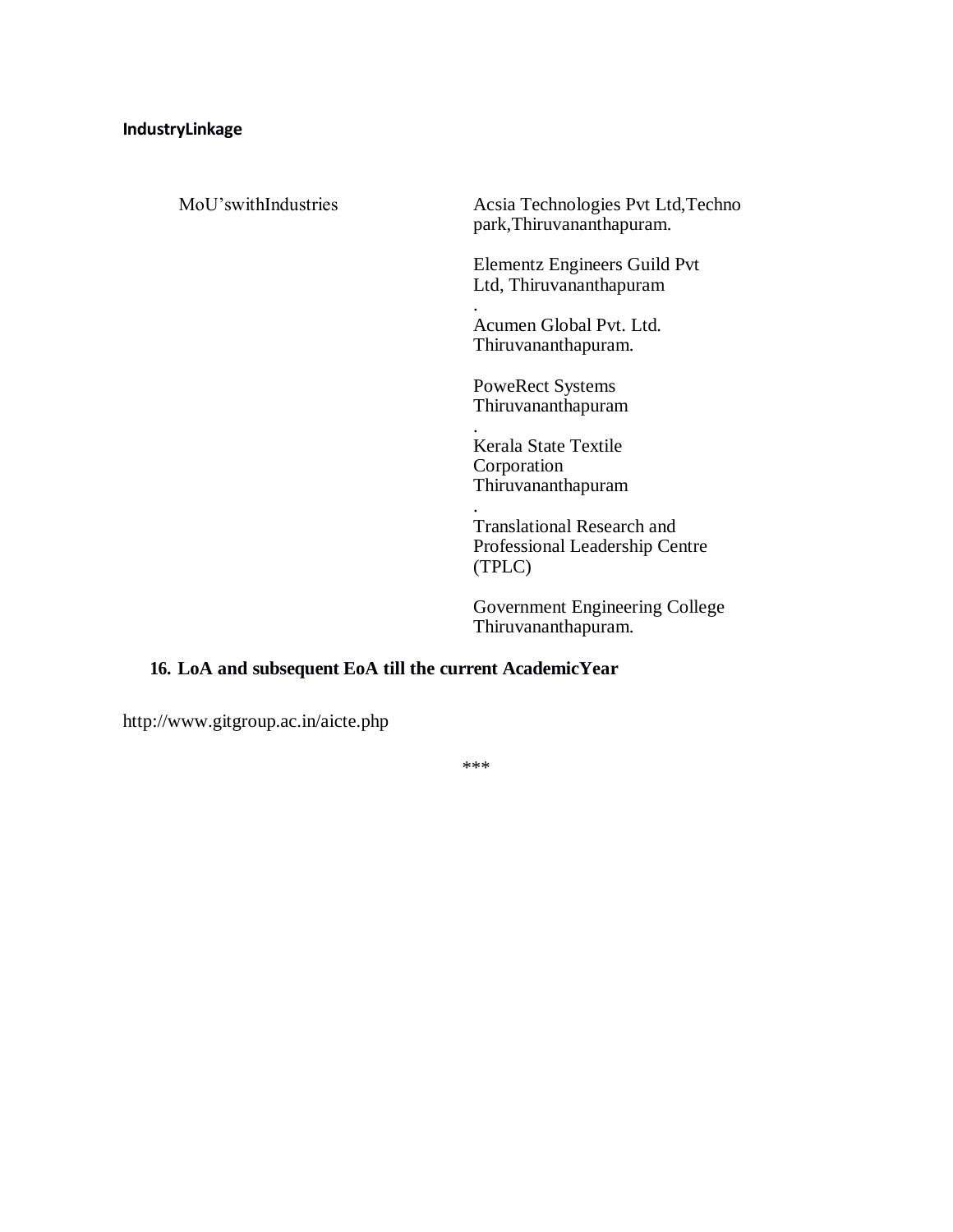**IndustryLinkage**

| | |
|---|---|
| MoU'swithIndustries | Acsia Technologies Pvt Ltd,Techno park,Thiruvananthapuram.<br><br>Elementz Engineers Guild Pvt Ltd, Thiruvananthapuram<br>.<br>Acumen Global Pvt. Ltd. Thiruvananthapuram.<br><br>PoweRect Systems Thiruvananthapuram<br>.<br>Kerala State Textile Corporation Thiruvananthapuram<br>.<br>Translational Research and Professional Leadership Centre (TPLC)<br><br>Government Engineering College Thiruvananthapuram. |

**16. LoA and subsequent EoA till the current AcademicYear**

http://www.gitgroup.ac.in/aicte.php

***